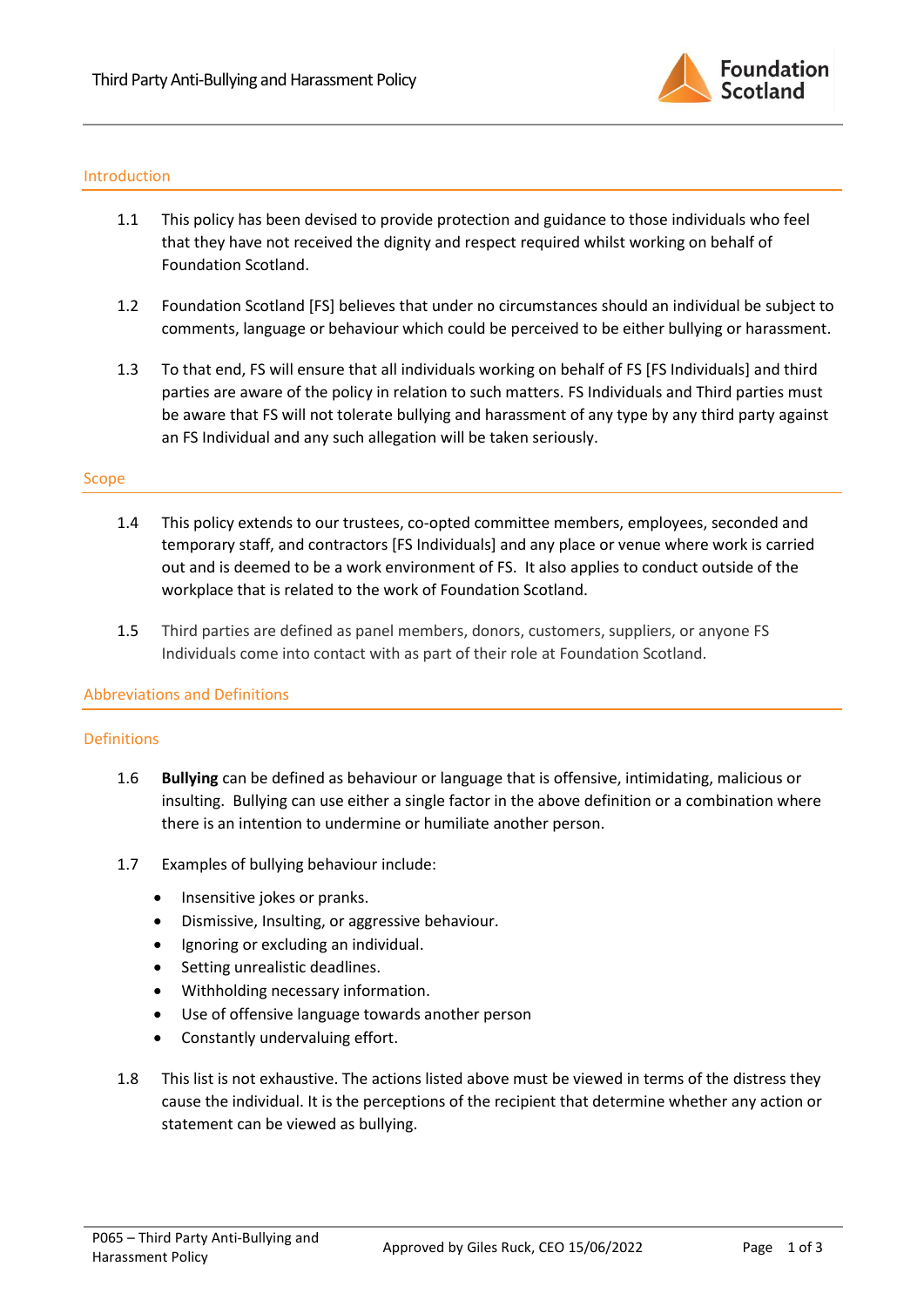## Introduction

1.1 This policy has been devised to provide protection and guidance to those individuals who feel that they have not received the dignity and respect required whilst working on behalf of Foundation Scotland.

1.2 Foundation Scotland [FS] believes that under no circumstances should an individual be subject to comments, language or behaviour which could be perceived to be either bullying or harassment.

1.3 To that end, FS will ensure that all individuals working on behalf of FS [FS Individuals] and third parties are aware of the policy in relation to such matters. FS Individuals and Third parties must be aware that FS will not tolerate bullying and harassment of any type by any third party against an FS Individual and any such allegation will be taken seriously.

## Scope

1.4 This policy extends to our trustees, co-opted committee members, employees, seconded and temporary staff, and contractors [FS Individuals] and any place or venue where work is carried out and is deemed to be a work environment of FS. It also applies to conduct outside of the workplace that is related to the work of Foundation Scotland.

1.5 Third parties are defined as panel members, donors, customers, suppliers, or anyone FS Individuals come into contact with as part of their role at Foundation Scotland.

## Abbreviations and Definitions

### Definitions

1.6 **Bullying** can be defined as behaviour or language that is offensive, intimidating, malicious or insulting. Bullying can use either a single factor in the above definition or a combination where there is an intention to undermine or humiliate another person.

1.7 Examples of bullying behaviour include:

- Insensitive jokes or pranks.
- Dismissive, Insulting, or aggressive behaviour.
- Ignoring or excluding an individual.
- Setting unrealistic deadlines.
- Withholding necessary information.
- Use of offensive language towards another person
- Constantly undervaluing effort.

1.8 This list is not exhaustive. The actions listed above must be viewed in terms of the distress they cause the individual. It is the perceptions of the recipient that determine whether any action or statement can be viewed as bullying.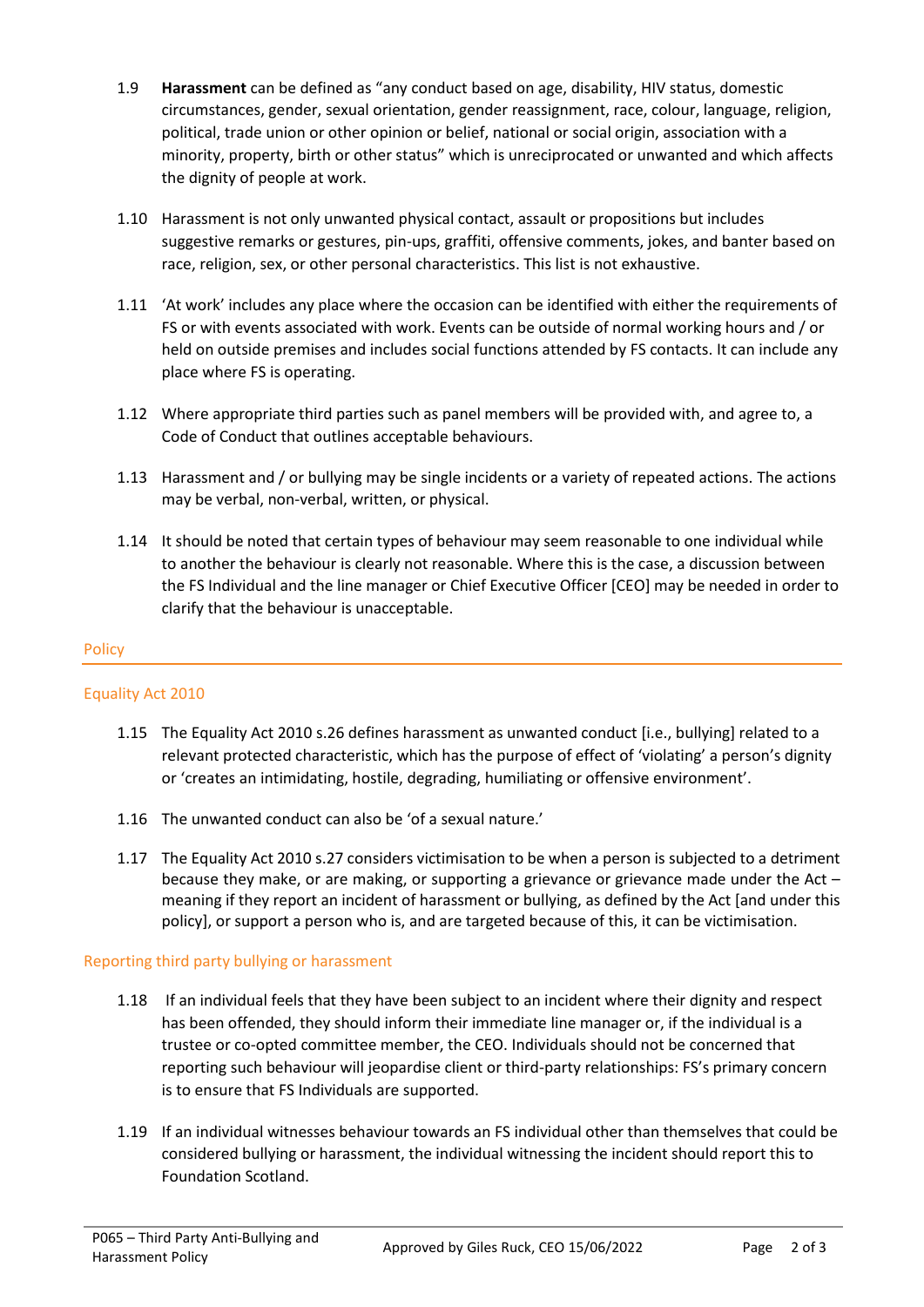1.9 **Harassment** can be defined as "any conduct based on age, disability, HIV status, domestic circumstances, gender, sexual orientation, gender reassignment, race, colour, language, religion, political, trade union or other opinion or belief, national or social origin, association with a minority, property, birth or other status" which is unreciprocated or unwanted and which affects the dignity of people at work.

1.10 Harassment is not only unwanted physical contact, assault or propositions but includes suggestive remarks or gestures, pin-ups, graffiti, offensive comments, jokes, and banter based on race, religion, sex, or other personal characteristics. This list is not exhaustive.

1.11 'At work' includes any place where the occasion can be identified with either the requirements of FS or with events associated with work. Events can be outside of normal working hours and / or held on outside premises and includes social functions attended by FS contacts. It can include any place where FS is operating.

1.12 Where appropriate third parties such as panel members will be provided with, and agree to, a Code of Conduct that outlines acceptable behaviours.

1.13 Harassment and / or bullying may be single incidents or a variety of repeated actions. The actions may be verbal, non-verbal, written, or physical.

1.14 It should be noted that certain types of behaviour may seem reasonable to one individual while to another the behaviour is clearly not reasonable. Where this is the case, a discussion between the FS Individual and the line manager or Chief Executive Officer [CEO] may be needed in order to clarify that the behaviour is unacceptable.

## Policy

### Equality Act 2010

1.15 The Equality Act 2010 s.26 defines harassment as unwanted conduct [i.e., bullying] related to a relevant protected characteristic, which has the purpose of effect of 'violating' a person's dignity or 'creates an intimidating, hostile, degrading, humiliating or offensive environment'.

1.16 The unwanted conduct can also be 'of a sexual nature.'

1.17 The Equality Act 2010 s.27 considers victimisation to be when a person is subjected to a detriment because they make, or are making, or supporting a grievance or grievance made under the Act – meaning if they report an incident of harassment or bullying, as defined by the Act [and under this policy], or support a person who is, and are targeted because of this, it can be victimisation.

### Reporting third party bullying or harassment

1.18 If an individual feels that they have been subject to an incident where their dignity and respect has been offended, they should inform their immediate line manager or, if the individual is a trustee or co-opted committee member, the CEO. Individuals should not be concerned that reporting such behaviour will jeopardise client or third-party relationships: FS's primary concern is to ensure that FS Individuals are supported.

1.19 If an individual witnesses behaviour towards an FS individual other than themselves that could be considered bullying or harassment, the individual witnessing the incident should report this to Foundation Scotland.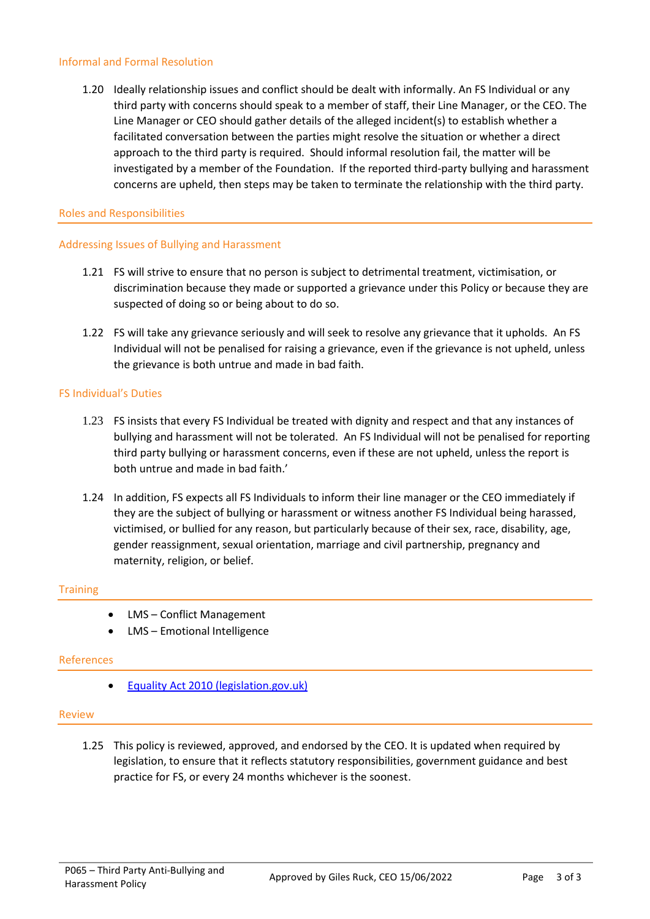### Informal and Formal Resolution

1.20 Ideally relationship issues and conflict should be dealt with informally. An FS Individual or any third party with concerns should speak to a member of staff, their Line Manager, or the CEO. The Line Manager or CEO should gather details of the alleged incident(s) to establish whether a facilitated conversation between the parties might resolve the situation or whether a direct approach to the third party is required. Should informal resolution fail, the matter will be investigated by a member of the Foundation. If the reported third-party bullying and harassment concerns are upheld, then steps may be taken to terminate the relationship with the third party.

## Roles and Responsibilities

### Addressing Issues of Bullying and Harassment

1.21 FS will strive to ensure that no person is subject to detrimental treatment, victimisation, or discrimination because they made or supported a grievance under this Policy or because they are suspected of doing so or being about to do so.

1.22 FS will take any grievance seriously and will seek to resolve any grievance that it upholds. An FS Individual will not be penalised for raising a grievance, even if the grievance is not upheld, unless the grievance is both untrue and made in bad faith.

### FS Individual's Duties

1.23 FS insists that every FS Individual be treated with dignity and respect and that any instances of bullying and harassment will not be tolerated. An FS Individual will not be penalised for reporting third party bullying or harassment concerns, even if these are not upheld, unless the report is both untrue and made in bad faith.'

1.24 In addition, FS expects all FS Individuals to inform their line manager or the CEO immediately if they are the subject of bullying or harassment or witness another FS Individual being harassed, victimised, or bullied for any reason, but particularly because of their sex, race, disability, age, gender reassignment, sexual orientation, marriage and civil partnership, pregnancy and maternity, religion, or belief.

## Training

- LMS – Conflict Management
- LMS – Emotional Intelligence

## References

- Equality Act 2010 (legislation.gov.uk)

## Review

1.25 This policy is reviewed, approved, and endorsed by the CEO. It is updated when required by legislation, to ensure that it reflects statutory responsibilities, government guidance and best practice for FS, or every 24 months whichever is the soonest.